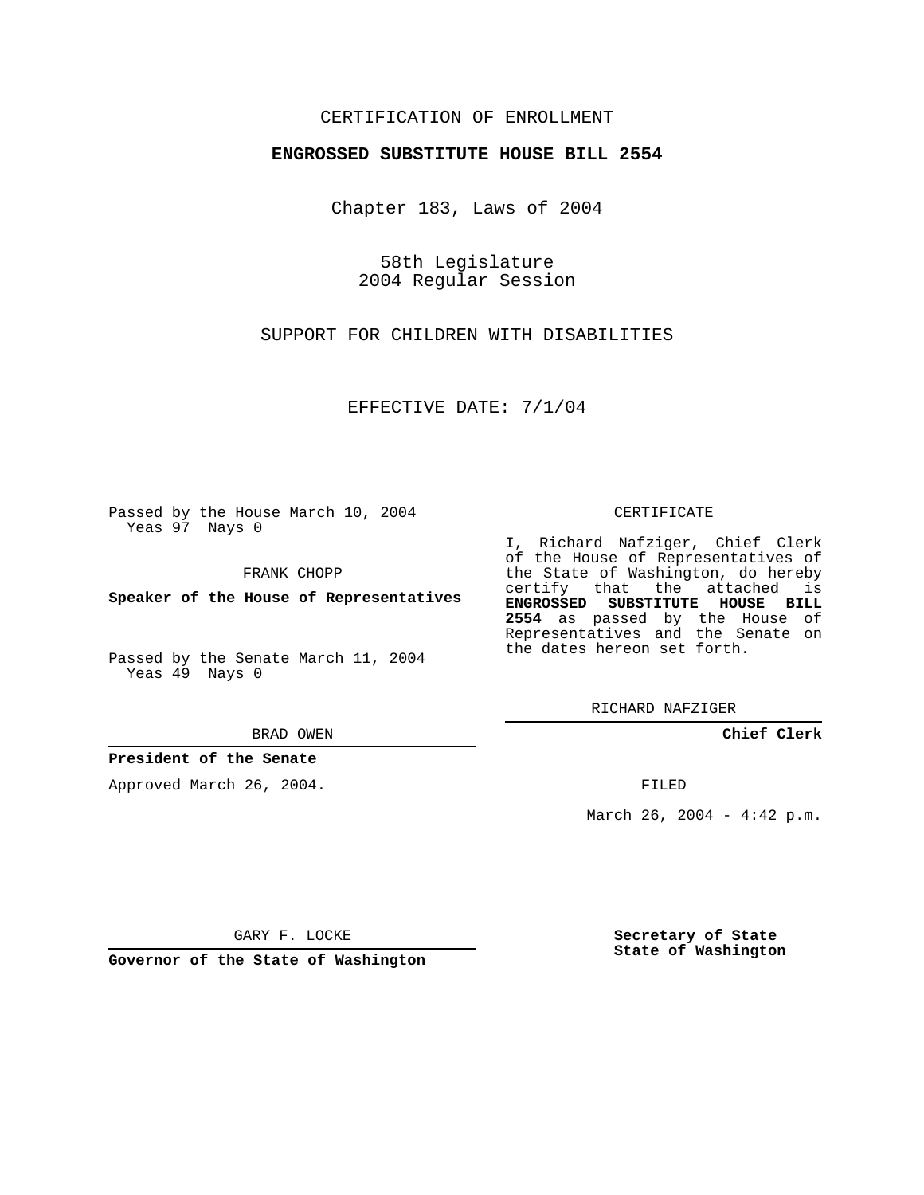CERTIFICATION OF ENROLLMENT

**ENGROSSED SUBSTITUTE HOUSE BILL 2554**

Chapter 183, Laws of 2004

58th Legislature
2004 Regular Session

SUPPORT FOR CHILDREN WITH DISABILITIES

EFFECTIVE DATE: 7/1/04

Passed by the House March 10, 2004
Yeas 97 Nays 0

FRANK CHOPP

**Speaker of the House of Representatives**

Passed by the Senate March 11, 2004
Yeas 49 Nays 0

BRAD OWEN

**President of the Senate**

Approved March 26, 2004.

GARY F. LOCKE

**Governor of the State of Washington**

CERTIFICATE

I, Richard Nafziger, Chief Clerk of the House of Representatives of the State of Washington, do hereby certify that the attached is **ENGROSSED SUBSTITUTE HOUSE BILL 2554** as passed by the House of Representatives and the Senate on the dates hereon set forth.

RICHARD NAFZIGER

**Chief Clerk**

FILED

March 26, 2004 - 4:42 p.m.

**Secretary of State**
**State of Washington**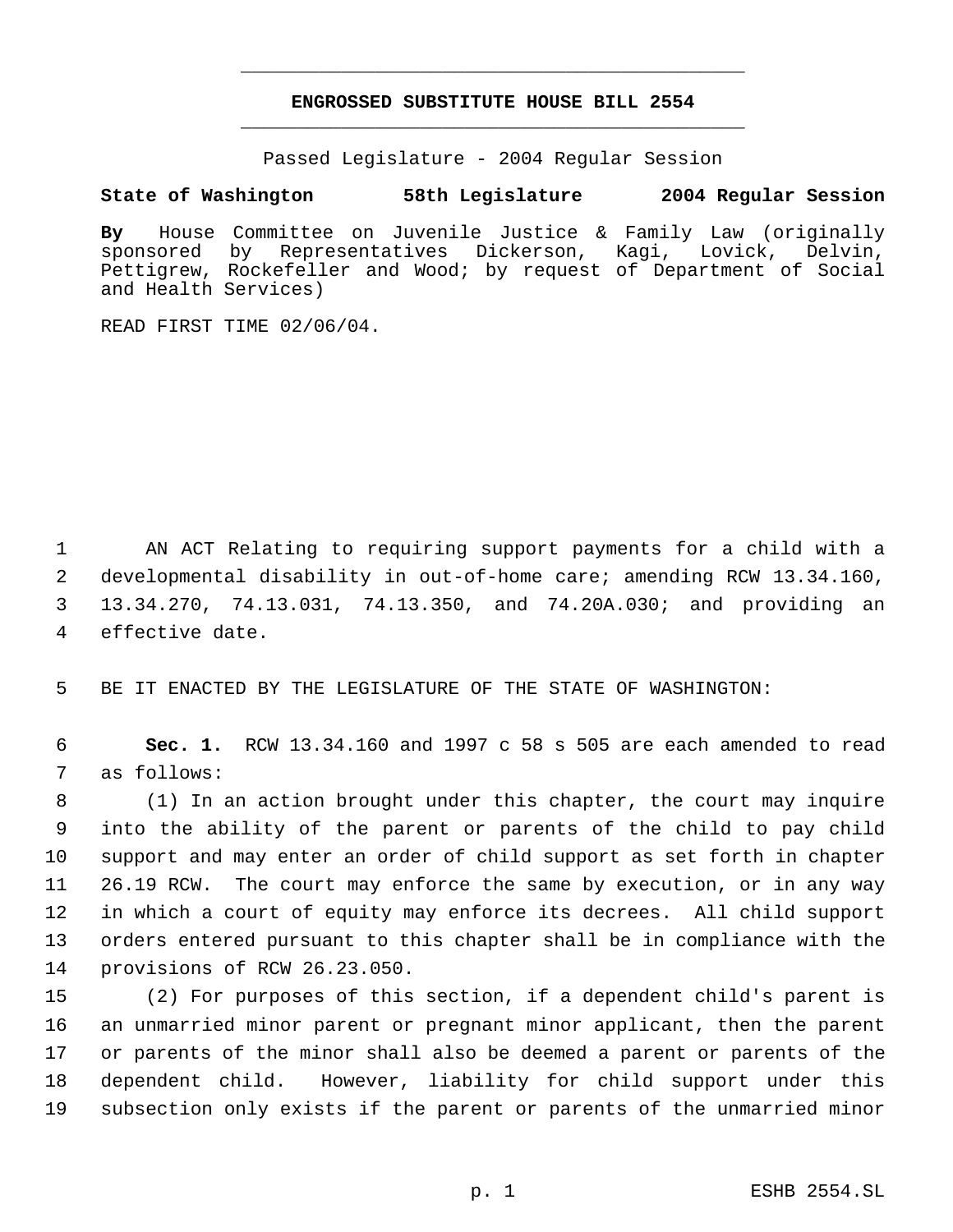**ENGROSSED SUBSTITUTE HOUSE BILL 2554**

Passed Legislature - 2004 Regular Session

**State of Washington 58th Legislature 2004 Regular Session**

**By** House Committee on Juvenile Justice & Family Law (originally sponsored by Representatives Dickerson, Kagi, Lovick, Delvin, Pettigrew, Rockefeller and Wood; by request of Department of Social and Health Services)

READ FIRST TIME 02/06/04.

1 AN ACT Relating to requiring support payments for a child with a
2 developmental disability in out-of-home care; amending RCW 13.34.160,
3 13.34.270, 74.13.031, 74.13.350, and 74.20A.030; and providing an
4 effective date.

5 BE IT ENACTED BY THE LEGISLATURE OF THE STATE OF WASHINGTON:

6 **Sec. 1.** RCW 13.34.160 and 1997 c 58 s 505 are each amended to read
7 as follows:

8 (1) In an action brought under this chapter, the court may inquire
9 into the ability of the parent or parents of the child to pay child
10 support and may enter an order of child support as set forth in chapter
11 26.19 RCW. The court may enforce the same by execution, or in any way
12 in which a court of equity may enforce its decrees. All child support
13 orders entered pursuant to this chapter shall be in compliance with the
14 provisions of RCW 26.23.050.

15 (2) For purposes of this section, if a dependent child's parent is
16 an unmarried minor parent or pregnant minor applicant, then the parent
17 or parents of the minor shall also be deemed a parent or parents of the
18 dependent child. However, liability for child support under this
19 subsection only exists if the parent or parents of the unmarried minor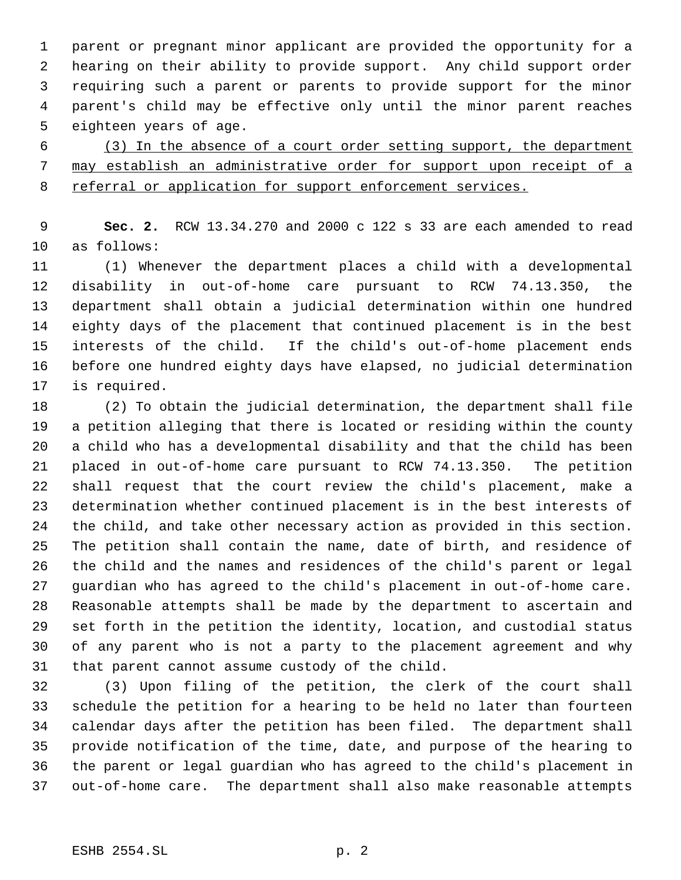parent or pregnant minor applicant are provided the opportunity for a hearing on their ability to provide support. Any child support order requiring such a parent or parents to provide support for the minor parent's child may be effective only until the minor parent reaches eighteen years of age.

(3) In the absence of a court order setting support, the department may establish an administrative order for support upon receipt of a referral or application for support enforcement services.

**Sec. 2.** RCW 13.34.270 and 2000 c 122 s 33 are each amended to read as follows:

(1) Whenever the department places a child with a developmental disability in out-of-home care pursuant to RCW 74.13.350, the department shall obtain a judicial determination within one hundred eighty days of the placement that continued placement is in the best interests of the child. If the child's out-of-home placement ends before one hundred eighty days have elapsed, no judicial determination is required.

(2) To obtain the judicial determination, the department shall file a petition alleging that there is located or residing within the county a child who has a developmental disability and that the child has been placed in out-of-home care pursuant to RCW 74.13.350. The petition shall request that the court review the child's placement, make a determination whether continued placement is in the best interests of the child, and take other necessary action as provided in this section. The petition shall contain the name, date of birth, and residence of the child and the names and residences of the child's parent or legal guardian who has agreed to the child's placement in out-of-home care. Reasonable attempts shall be made by the department to ascertain and set forth in the petition the identity, location, and custodial status of any parent who is not a party to the placement agreement and why that parent cannot assume custody of the child.

(3) Upon filing of the petition, the clerk of the court shall schedule the petition for a hearing to be held no later than fourteen calendar days after the petition has been filed. The department shall provide notification of the time, date, and purpose of the hearing to the parent or legal guardian who has agreed to the child's placement in out-of-home care. The department shall also make reasonable attempts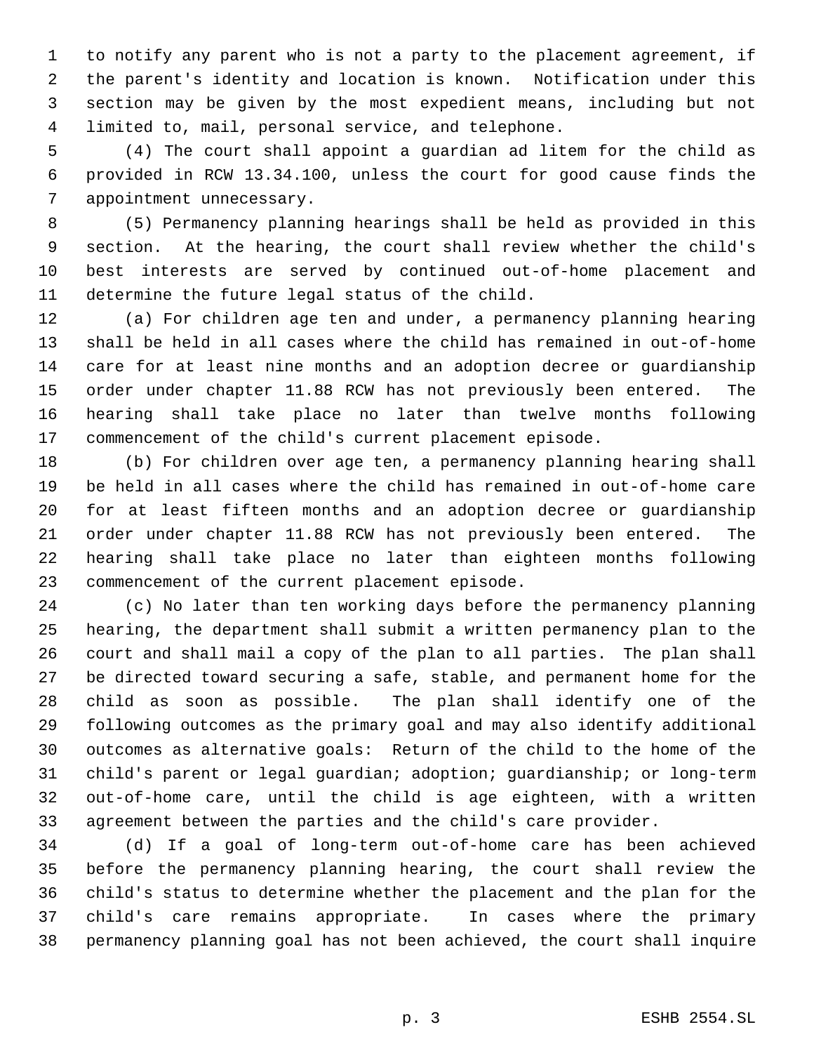to notify any parent who is not a party to the placement agreement, if the parent's identity and location is known. Notification under this section may be given by the most expedient means, including but not limited to, mail, personal service, and telephone.

(4) The court shall appoint a guardian ad litem for the child as provided in RCW 13.34.100, unless the court for good cause finds the appointment unnecessary.

(5) Permanency planning hearings shall be held as provided in this section. At the hearing, the court shall review whether the child's best interests are served by continued out-of-home placement and determine the future legal status of the child.

(a) For children age ten and under, a permanency planning hearing shall be held in all cases where the child has remained in out-of-home care for at least nine months and an adoption decree or guardianship order under chapter 11.88 RCW has not previously been entered. The hearing shall take place no later than twelve months following commencement of the child's current placement episode.

(b) For children over age ten, a permanency planning hearing shall be held in all cases where the child has remained in out-of-home care for at least fifteen months and an adoption decree or guardianship order under chapter 11.88 RCW has not previously been entered. The hearing shall take place no later than eighteen months following commencement of the current placement episode.

(c) No later than ten working days before the permanency planning hearing, the department shall submit a written permanency plan to the court and shall mail a copy of the plan to all parties. The plan shall be directed toward securing a safe, stable, and permanent home for the child as soon as possible. The plan shall identify one of the following outcomes as the primary goal and may also identify additional outcomes as alternative goals: Return of the child to the home of the child's parent or legal guardian; adoption; guardianship; or long-term out-of-home care, until the child is age eighteen, with a written agreement between the parties and the child's care provider.

(d) If a goal of long-term out-of-home care has been achieved before the permanency planning hearing, the court shall review the child's status to determine whether the placement and the plan for the child's care remains appropriate. In cases where the primary permanency planning goal has not been achieved, the court shall inquire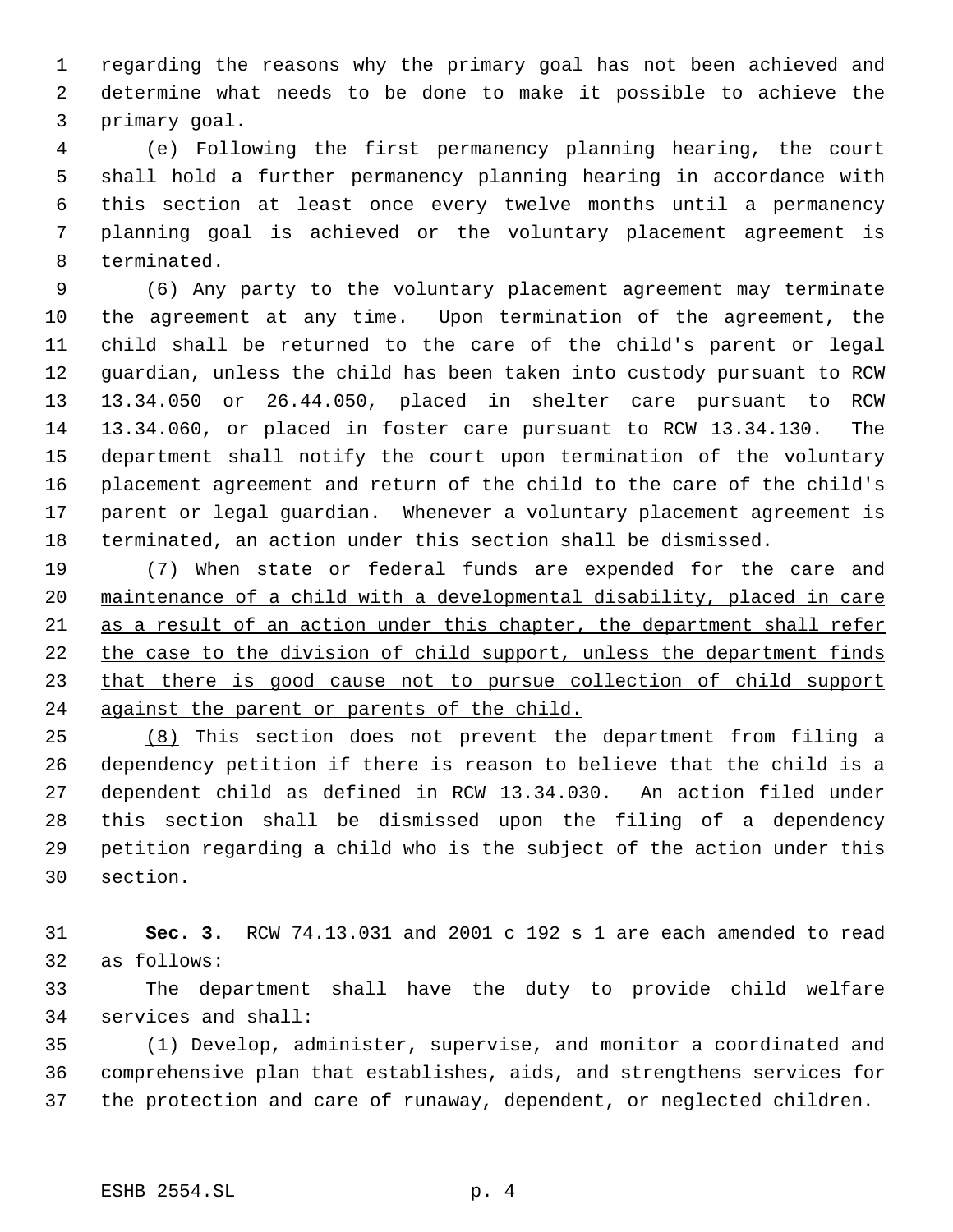regarding the reasons why the primary goal has not been achieved and determine what needs to be done to make it possible to achieve the primary goal.

(e) Following the first permanency planning hearing, the court shall hold a further permanency planning hearing in accordance with this section at least once every twelve months until a permanency planning goal is achieved or the voluntary placement agreement is terminated.

(6) Any party to the voluntary placement agreement may terminate the agreement at any time. Upon termination of the agreement, the child shall be returned to the care of the child's parent or legal guardian, unless the child has been taken into custody pursuant to RCW 13.34.050 or 26.44.050, placed in shelter care pursuant to RCW 13.34.060, or placed in foster care pursuant to RCW 13.34.130. The department shall notify the court upon termination of the voluntary placement agreement and return of the child to the care of the child's parent or legal guardian. Whenever a voluntary placement agreement is terminated, an action under this section shall be dismissed.

(7) <u>When state or federal funds are expended for the care and maintenance of a child with a developmental disability, placed in care as a result of an action under this chapter, the department shall refer the case to the division of child support, unless the department finds that there is good cause not to pursue collection of child support against the parent or parents of the child.</u>

<u>(8)</u> This section does not prevent the department from filing a dependency petition if there is reason to believe that the child is a dependent child as defined in RCW 13.34.030. An action filed under this section shall be dismissed upon the filing of a dependency petition regarding a child who is the subject of the action under this section.

**Sec. 3.** RCW 74.13.031 and 2001 c 192 s 1 are each amended to read as follows:

The department shall have the duty to provide child welfare services and shall:

(1) Develop, administer, supervise, and monitor a coordinated and comprehensive plan that establishes, aids, and strengthens services for the protection and care of runaway, dependent, or neglected children.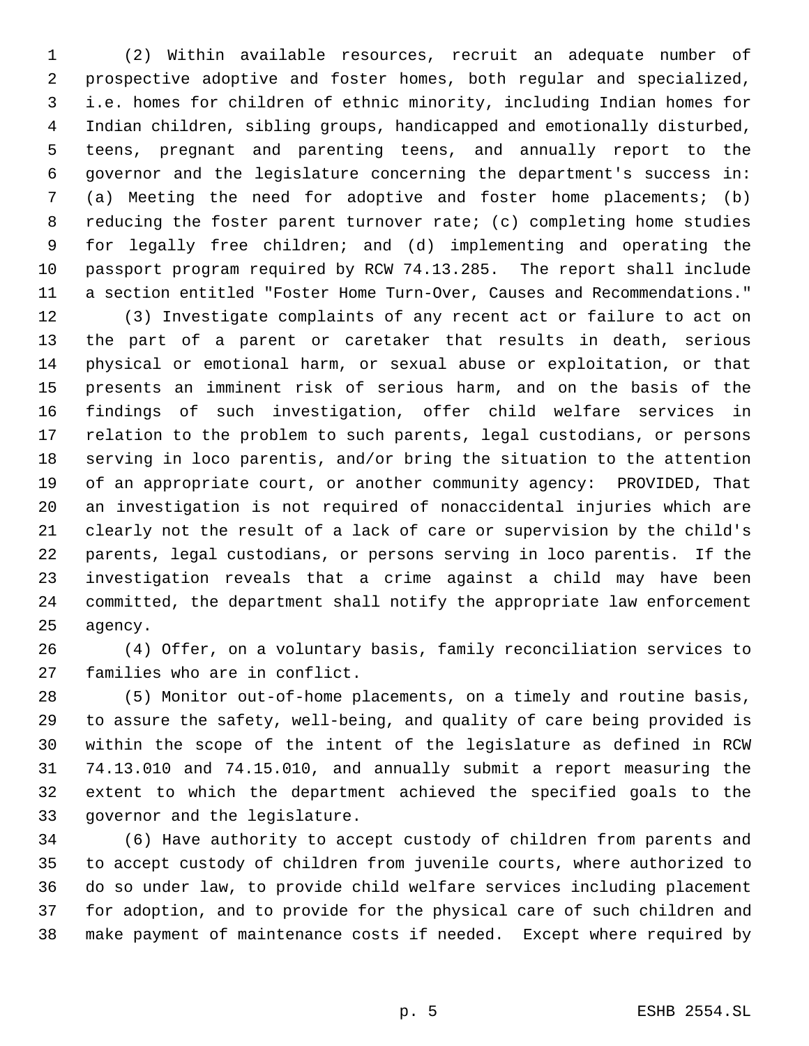(2) Within available resources, recruit an adequate number of prospective adoptive and foster homes, both regular and specialized, i.e. homes for children of ethnic minority, including Indian homes for Indian children, sibling groups, handicapped and emotionally disturbed, teens, pregnant and parenting teens, and annually report to the governor and the legislature concerning the department's success in: (a) Meeting the need for adoptive and foster home placements; (b) reducing the foster parent turnover rate; (c) completing home studies for legally free children; and (d) implementing and operating the passport program required by RCW 74.13.285. The report shall include a section entitled "Foster Home Turn-Over, Causes and Recommendations."

(3) Investigate complaints of any recent act or failure to act on the part of a parent or caretaker that results in death, serious physical or emotional harm, or sexual abuse or exploitation, or that presents an imminent risk of serious harm, and on the basis of the findings of such investigation, offer child welfare services in relation to the problem to such parents, legal custodians, or persons serving in loco parentis, and/or bring the situation to the attention of an appropriate court, or another community agency: PROVIDED, That an investigation is not required of nonaccidental injuries which are clearly not the result of a lack of care or supervision by the child's parents, legal custodians, or persons serving in loco parentis. If the investigation reveals that a crime against a child may have been committed, the department shall notify the appropriate law enforcement agency.

(4) Offer, on a voluntary basis, family reconciliation services to families who are in conflict.

(5) Monitor out-of-home placements, on a timely and routine basis, to assure the safety, well-being, and quality of care being provided is within the scope of the intent of the legislature as defined in RCW 74.13.010 and 74.15.010, and annually submit a report measuring the extent to which the department achieved the specified goals to the governor and the legislature.

(6) Have authority to accept custody of children from parents and to accept custody of children from juvenile courts, where authorized to do so under law, to provide child welfare services including placement for adoption, and to provide for the physical care of such children and make payment of maintenance costs if needed. Except where required by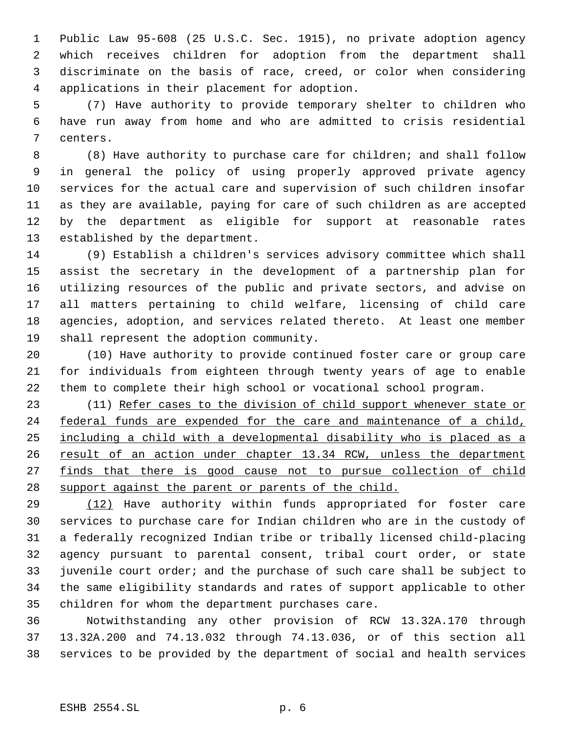Public Law 95-608 (25 U.S.C. Sec. 1915), no private adoption agency which receives children for adoption from the department shall discriminate on the basis of race, creed, or color when considering applications in their placement for adoption.

(7) Have authority to provide temporary shelter to children who have run away from home and who are admitted to crisis residential centers.

(8) Have authority to purchase care for children; and shall follow in general the policy of using properly approved private agency services for the actual care and supervision of such children insofar as they are available, paying for care of such children as are accepted by the department as eligible for support at reasonable rates established by the department.

(9) Establish a children's services advisory committee which shall assist the secretary in the development of a partnership plan for utilizing resources of the public and private sectors, and advise on all matters pertaining to child welfare, licensing of child care agencies, adoption, and services related thereto. At least one member shall represent the adoption community.

(10) Have authority to provide continued foster care or group care for individuals from eighteen through twenty years of age to enable them to complete their high school or vocational school program.

(11) <u>Refer cases to the division of child support whenever state or federal funds are expended for the care and maintenance of a child, including a child with a developmental disability who is placed as a result of an action under chapter 13.34 RCW, unless the department finds that there is good cause not to pursue collection of child support against the parent or parents of the child.</u>

<u>(12)</u> Have authority within funds appropriated for foster care services to purchase care for Indian children who are in the custody of a federally recognized Indian tribe or tribally licensed child-placing agency pursuant to parental consent, tribal court order, or state juvenile court order; and the purchase of such care shall be subject to the same eligibility standards and rates of support applicable to other children for whom the department purchases care.

Notwithstanding any other provision of RCW 13.32A.170 through 13.32A.200 and 74.13.032 through 74.13.036, or of this section all services to be provided by the department of social and health services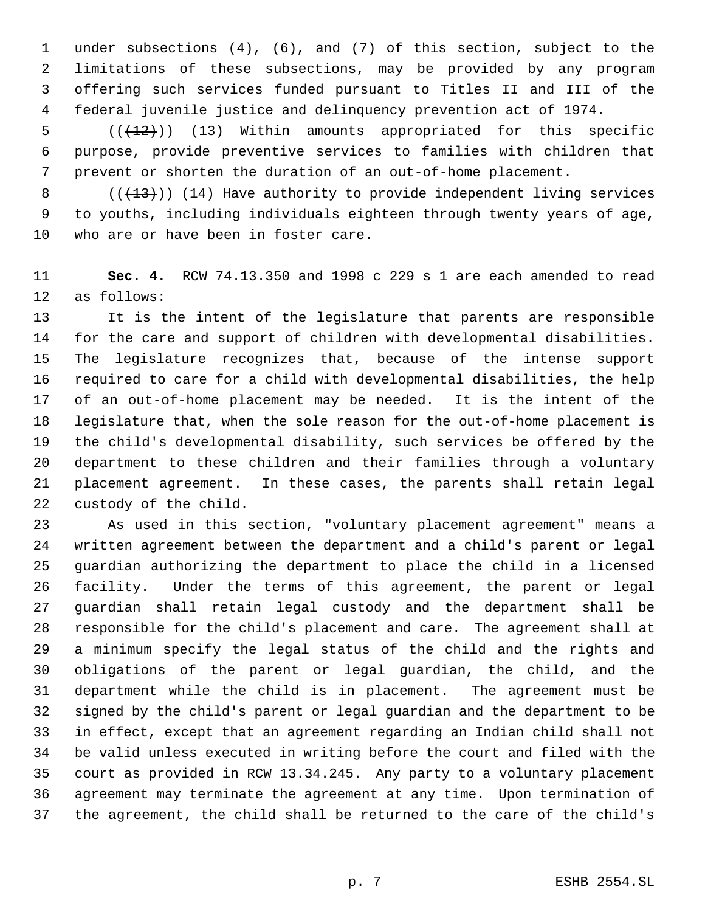under subsections (4), (6), and (7) of this section, subject to the limitations of these subsections, may be provided by any program offering such services funded pursuant to Titles II and III of the federal juvenile justice and delinquency prevention act of 1974.

(((12))) (13) Within amounts appropriated for this specific purpose, provide preventive services to families with children that prevent or shorten the duration of an out-of-home placement.

(((13))) (14) Have authority to provide independent living services to youths, including individuals eighteen through twenty years of age, who are or have been in foster care.

**Sec. 4.** RCW 74.13.350 and 1998 c 229 s 1 are each amended to read as follows:

It is the intent of the legislature that parents are responsible for the care and support of children with developmental disabilities. The legislature recognizes that, because of the intense support required to care for a child with developmental disabilities, the help of an out-of-home placement may be needed. It is the intent of the legislature that, when the sole reason for the out-of-home placement is the child's developmental disability, such services be offered by the department to these children and their families through a voluntary placement agreement. In these cases, the parents shall retain legal custody of the child.

As used in this section, "voluntary placement agreement" means a written agreement between the department and a child's parent or legal guardian authorizing the department to place the child in a licensed facility. Under the terms of this agreement, the parent or legal guardian shall retain legal custody and the department shall be responsible for the child's placement and care. The agreement shall at a minimum specify the legal status of the child and the rights and obligations of the parent or legal guardian, the child, and the department while the child is in placement. The agreement must be signed by the child's parent or legal guardian and the department to be in effect, except that an agreement regarding an Indian child shall not be valid unless executed in writing before the court and filed with the court as provided in RCW 13.34.245. Any party to a voluntary placement agreement may terminate the agreement at any time. Upon termination of the agreement, the child shall be returned to the care of the child's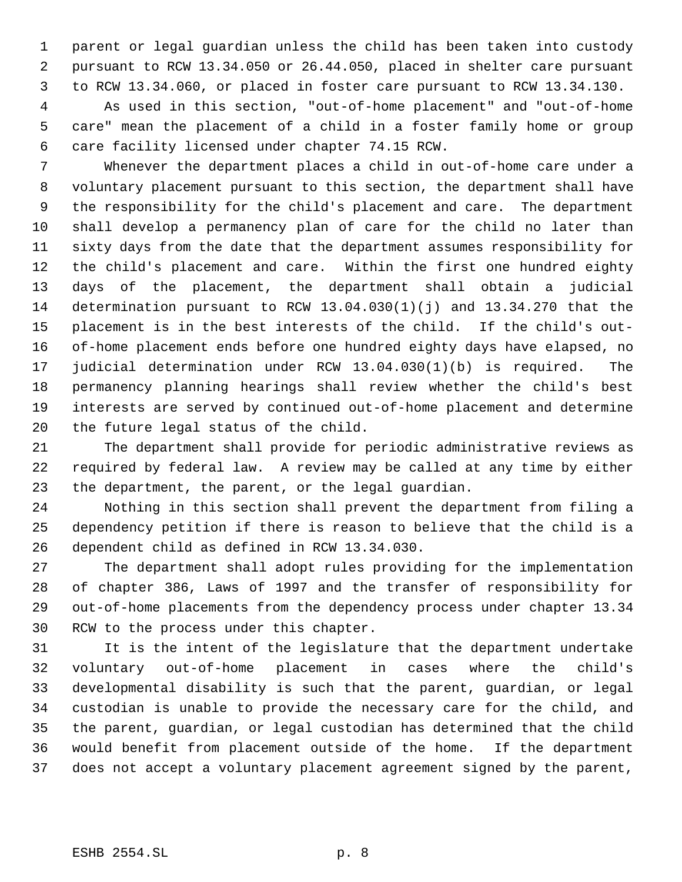parent or legal guardian unless the child has been taken into custody pursuant to RCW 13.34.050 or 26.44.050, placed in shelter care pursuant to RCW 13.34.060, or placed in foster care pursuant to RCW 13.34.130.

As used in this section, "out-of-home placement" and "out-of-home care" mean the placement of a child in a foster family home or group care facility licensed under chapter 74.15 RCW.

Whenever the department places a child in out-of-home care under a voluntary placement pursuant to this section, the department shall have the responsibility for the child's placement and care. The department shall develop a permanency plan of care for the child no later than sixty days from the date that the department assumes responsibility for the child's placement and care. Within the first one hundred eighty days of the placement, the department shall obtain a judicial determination pursuant to RCW 13.04.030(1)(j) and 13.34.270 that the placement is in the best interests of the child. If the child's out-of-home placement ends before one hundred eighty days have elapsed, no judicial determination under RCW 13.04.030(1)(b) is required. The permanency planning hearings shall review whether the child's best interests are served by continued out-of-home placement and determine the future legal status of the child.

The department shall provide for periodic administrative reviews as required by federal law. A review may be called at any time by either the department, the parent, or the legal guardian.

Nothing in this section shall prevent the department from filing a dependency petition if there is reason to believe that the child is a dependent child as defined in RCW 13.34.030.

The department shall adopt rules providing for the implementation of chapter 386, Laws of 1997 and the transfer of responsibility for out-of-home placements from the dependency process under chapter 13.34 RCW to the process under this chapter.

It is the intent of the legislature that the department undertake voluntary out-of-home placement in cases where the child's developmental disability is such that the parent, guardian, or legal custodian is unable to provide the necessary care for the child, and the parent, guardian, or legal custodian has determined that the child would benefit from placement outside of the home. If the department does not accept a voluntary placement agreement signed by the parent,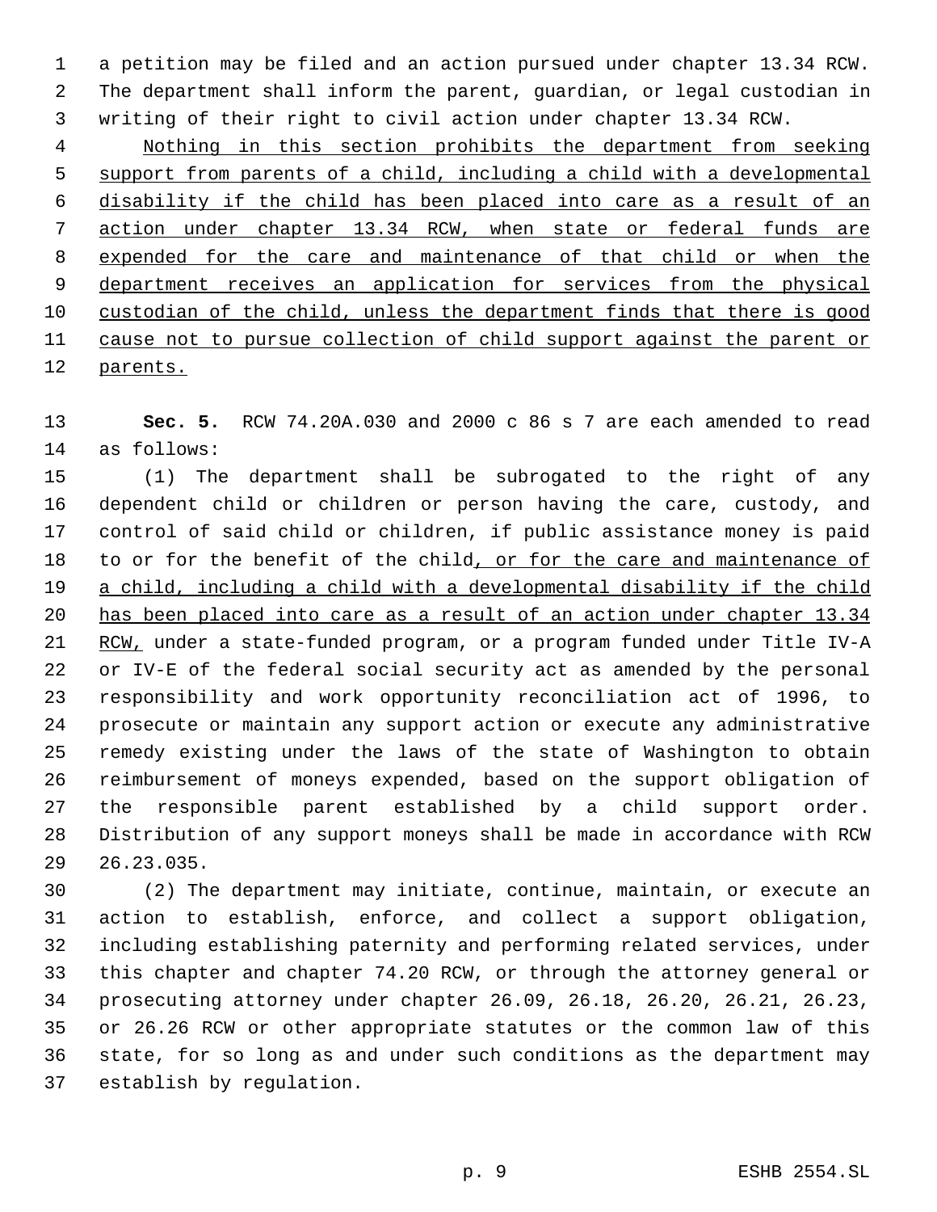a petition may be filed and an action pursued under chapter 13.34 RCW. The department shall inform the parent, guardian, or legal custodian in writing of their right to civil action under chapter 13.34 RCW.

<u>Nothing in this section prohibits the department from seeking support from parents of a child, including a child with a developmental disability if the child has been placed into care as a result of an action under chapter 13.34 RCW, when state or federal funds are expended for the care and maintenance of that child or when the department receives an application for services from the physical custodian of the child, unless the department finds that there is good cause not to pursue collection of child support against the parent or parents.</u>

**Sec. 5.** RCW 74.20A.030 and 2000 c 86 s 7 are each amended to read as follows:

(1) The department shall be subrogated to the right of any dependent child or children or person having the care, custody, and control of said child or children, if public assistance money is paid to or for the benefit of the child<u>, or for the care and maintenance of a child, including a child with a developmental disability if the child has been placed into care as a result of an action under chapter 13.34 RCW,</u> under a state-funded program, or a program funded under Title IV-A or IV-E of the federal social security act as amended by the personal responsibility and work opportunity reconciliation act of 1996, to prosecute or maintain any support action or execute any administrative remedy existing under the laws of the state of Washington to obtain reimbursement of moneys expended, based on the support obligation of the responsible parent established by a child support order. Distribution of any support moneys shall be made in accordance with RCW 26.23.035.

(2) The department may initiate, continue, maintain, or execute an action to establish, enforce, and collect a support obligation, including establishing paternity and performing related services, under this chapter and chapter 74.20 RCW, or through the attorney general or prosecuting attorney under chapter 26.09, 26.18, 26.20, 26.21, 26.23, or 26.26 RCW or other appropriate statutes or the common law of this state, for so long as and under such conditions as the department may establish by regulation.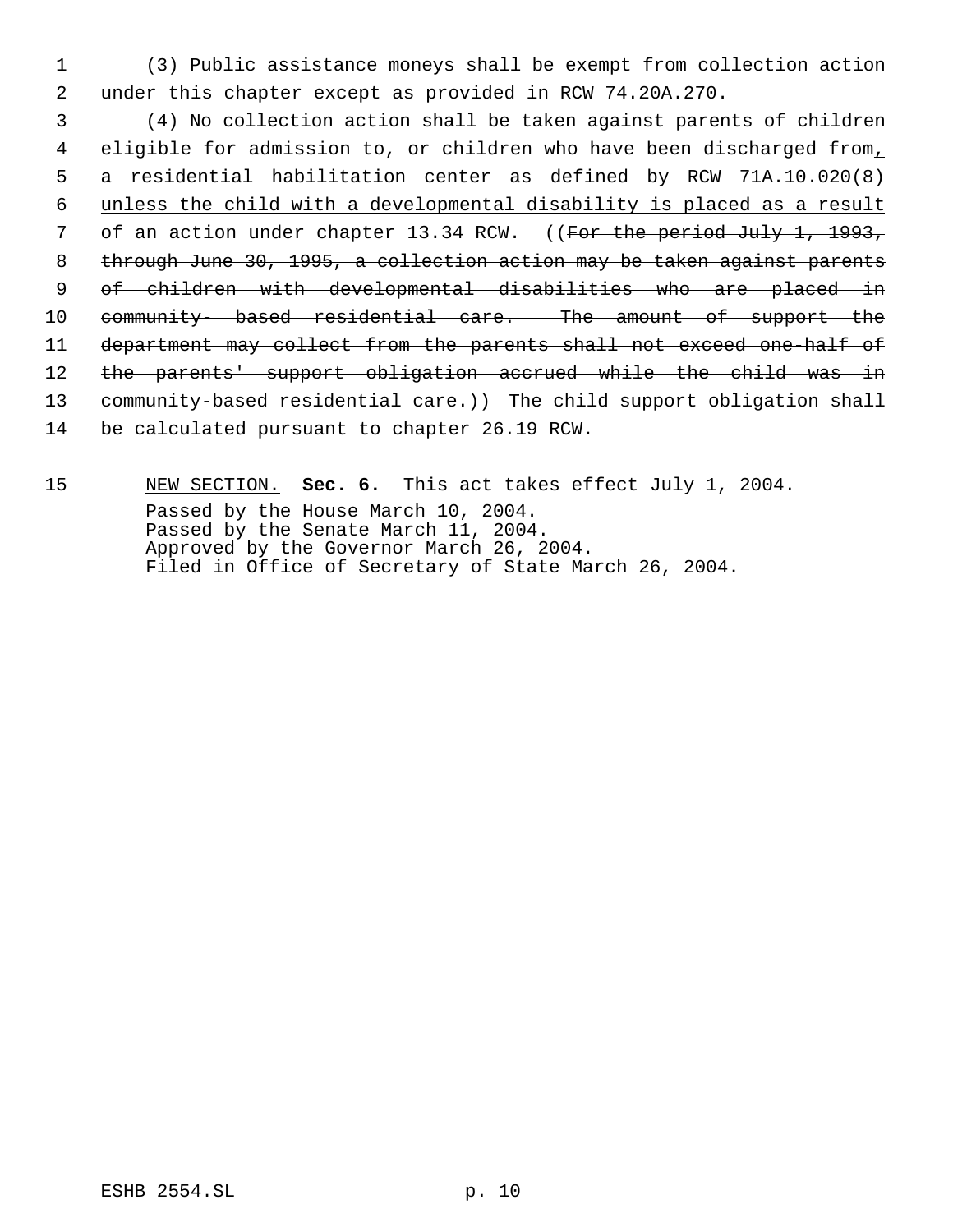(3) Public assistance moneys shall be exempt from collection action under this chapter except as provided in RCW 74.20A.270.

(4) No collection action shall be taken against parents of children eligible for admission to, or children who have been discharged from, a residential habilitation center as defined by RCW 71A.10.020(8) unless the child with a developmental disability is placed as a result of an action under chapter 13.34 RCW. ((~~For the period July 1, 1993, through June 30, 1995, a collection action may be taken against parents of children with developmental disabilities who are placed in community- based residential care. The amount of support the department may collect from the parents shall not exceed one-half of the parents' support obligation accrued while the child was in community-based residential care.~~)) The child support obligation shall be calculated pursuant to chapter 26.19 RCW.

NEW SECTION. **Sec. 6.** This act takes effect July 1, 2004.

Passed by the House March 10, 2004.
Passed by the Senate March 11, 2004.
Approved by the Governor March 26, 2004.
Filed in Office of Secretary of State March 26, 2004.